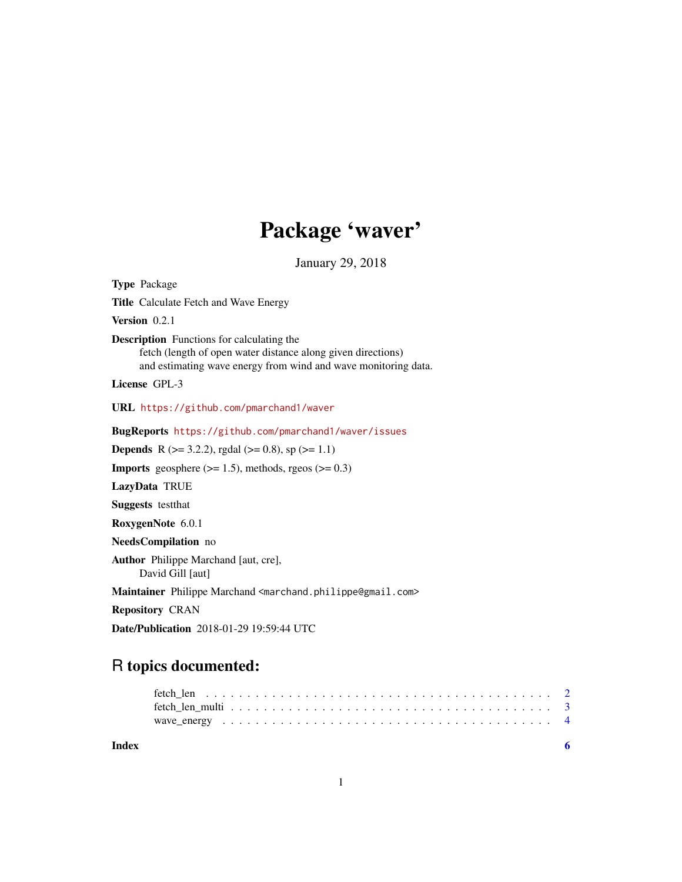# Package 'waver'

January 29, 2018

**Type** Package

**Title** Calculate Fetch and Wave Energy

**Version** 0.2.1

**Description** Functions for calculating the
fetch (length of open water distance along given directions)
and estimating wave energy from wind and wave monitoring data.

**License** GPL-3

**URL** https://github.com/pmarchand1/waver

**BugReports** https://github.com/pmarchand1/waver/issues

**Depends** R (>= 3.2.2), rgdal (>= 0.8), sp (>= 1.1)

**Imports** geosphere (>= 1.5), methods, rgeos (>= 0.3)

**LazyData** TRUE

**Suggests** testthat

**RoxygenNote** 6.0.1

**NeedsCompilation** no

**Author** Philippe Marchand [aut, cre],
David Gill [aut]

**Maintainer** Philippe Marchand <marchand.philippe@gmail.com>

**Repository** CRAN

**Date/Publication** 2018-01-29 19:59:44 UTC

## R topics documented:

- fetch_len . . . . . . . . . . . . . . . . . . . . . . . . . . . . . . . . . . . . . . . . 2
- fetch_len_multi . . . . . . . . . . . . . . . . . . . . . . . . . . . . . . . . . . . . . 3
- wave_energy . . . . . . . . . . . . . . . . . . . . . . . . . . . . . . . . . . . . . . . 4

**Index** 6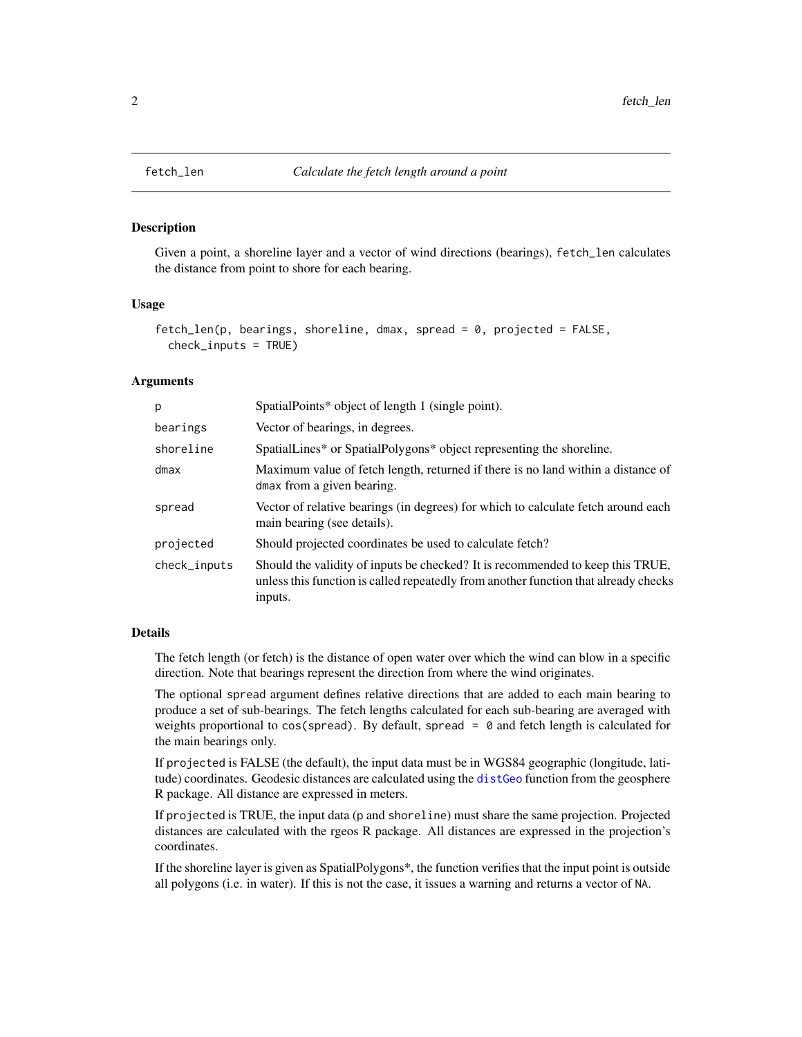## fetch_len — *Calculate the fetch length around a point*

### Description

Given a point, a shoreline layer and a vector of wind directions (bearings), `fetch_len` calculates the distance from point to shore for each bearing.

### Usage

```
fetch_len(p, bearings, shoreline, dmax, spread = 0, projected = FALSE,
  check_inputs = TRUE)
```

### Arguments

| Argument | Description |
| --- | --- |
| `p` | SpatialPoints* object of length 1 (single point). |
| `bearings` | Vector of bearings, in degrees. |
| `shoreline` | SpatialLines* or SpatialPolygons* object representing the shoreline. |
| `dmax` | Maximum value of fetch length, returned if there is no land within a distance of `dmax` from a given bearing. |
| `spread` | Vector of relative bearings (in degrees) for which to calculate fetch around each main bearing (see details). |
| `projected` | Should projected coordinates be used to calculate fetch? |
| `check_inputs` | Should the validity of inputs be checked? It is recommended to keep this TRUE, unless this function is called repeatedly from another function that already checks inputs. |

### Details

The fetch length (or fetch) is the distance of open water over which the wind can blow in a specific direction. Note that bearings represent the direction from where the wind originates.

The optional `spread` argument defines relative directions that are added to each main bearing to produce a set of sub-bearings. The fetch lengths calculated for each sub-bearing are averaged with weights proportional to `cos(spread)`. By default, `spread = 0` and fetch length is calculated for the main bearings only.

If `projected` is FALSE (the default), the input data must be in WGS84 geographic (longitude, latitude) coordinates. Geodesic distances are calculated using the `distGeo` function from the geosphere R package. All distance are expressed in meters.

If `projected` is TRUE, the input data (`p` and `shoreline`) must share the same projection. Projected distances are calculated with the rgeos R package. All distances are expressed in the projection's coordinates.

If the shoreline layer is given as SpatialPolygons*, the function verifies that the input point is outside all polygons (i.e. in water). If this is not the case, it issues a warning and returns a vector of `NA`.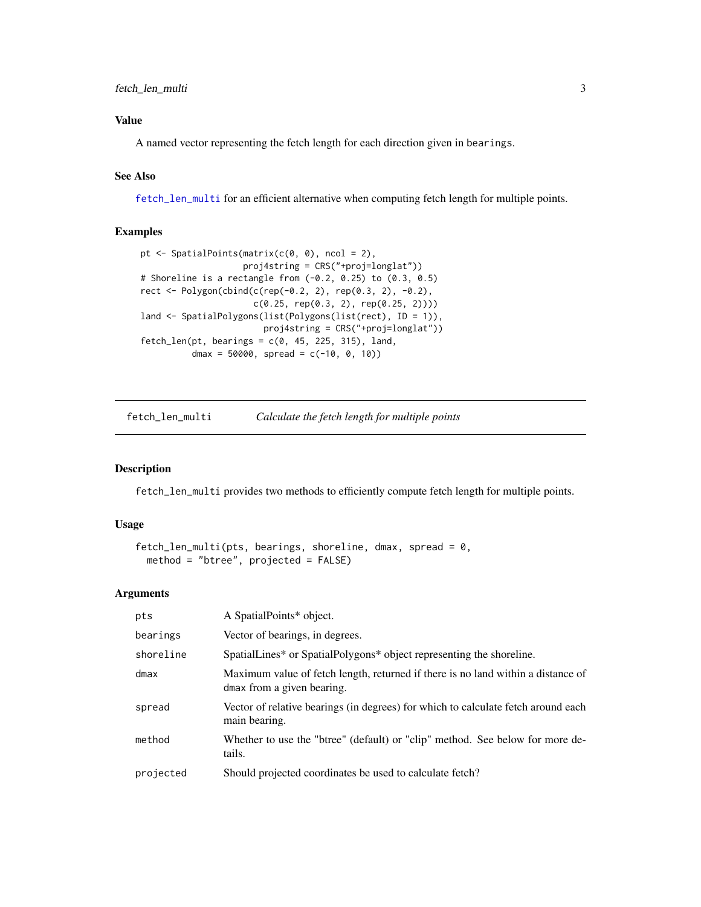### Value

A named vector representing the fetch length for each direction given in `bearings`.

### See Also

`fetch_len_multi` for an efficient alternative when computing fetch length for multiple points.

### Examples

```
pt <- SpatialPoints(matrix(c(0, 0), ncol = 2),
                    proj4string = CRS("+proj=longlat"))
# Shoreline is a rectangle from (-0.2, 0.25) to (0.3, 0.5)
rect <- Polygon(cbind(c(rep(-0.2, 2), rep(0.3, 2), -0.2),
                      c(0.25, rep(0.3, 2), rep(0.25, 2))))
land <- SpatialPolygons(list(Polygons(list(rect), ID = 1)),
                        proj4string = CRS("+proj=longlat"))
fetch_len(pt, bearings = c(0, 45, 225, 315), land,
          dmax = 50000, spread = c(-10, 0, 10))
```

---

## fetch_len_multi — *Calculate the fetch length for multiple points*

### Description

`fetch_len_multi` provides two methods to efficiently compute fetch length for multiple points.

### Usage

```
fetch_len_multi(pts, bearings, shoreline, dmax, spread = 0,
  method = "btree", projected = FALSE)
```

### Arguments

| Argument | Description |
| --- | --- |
| `pts` | A SpatialPoints* object. |
| `bearings` | Vector of bearings, in degrees. |
| `shoreline` | SpatialLines* or SpatialPolygons* object representing the shoreline. |
| `dmax` | Maximum value of fetch length, returned if there is no land within a distance of `dmax` from a given bearing. |
| `spread` | Vector of relative bearings (in degrees) for which to calculate fetch around each main bearing. |
| `method` | Whether to use the "btree" (default) or "clip" method. See below for more details. |
| `projected` | Should projected coordinates be used to calculate fetch? |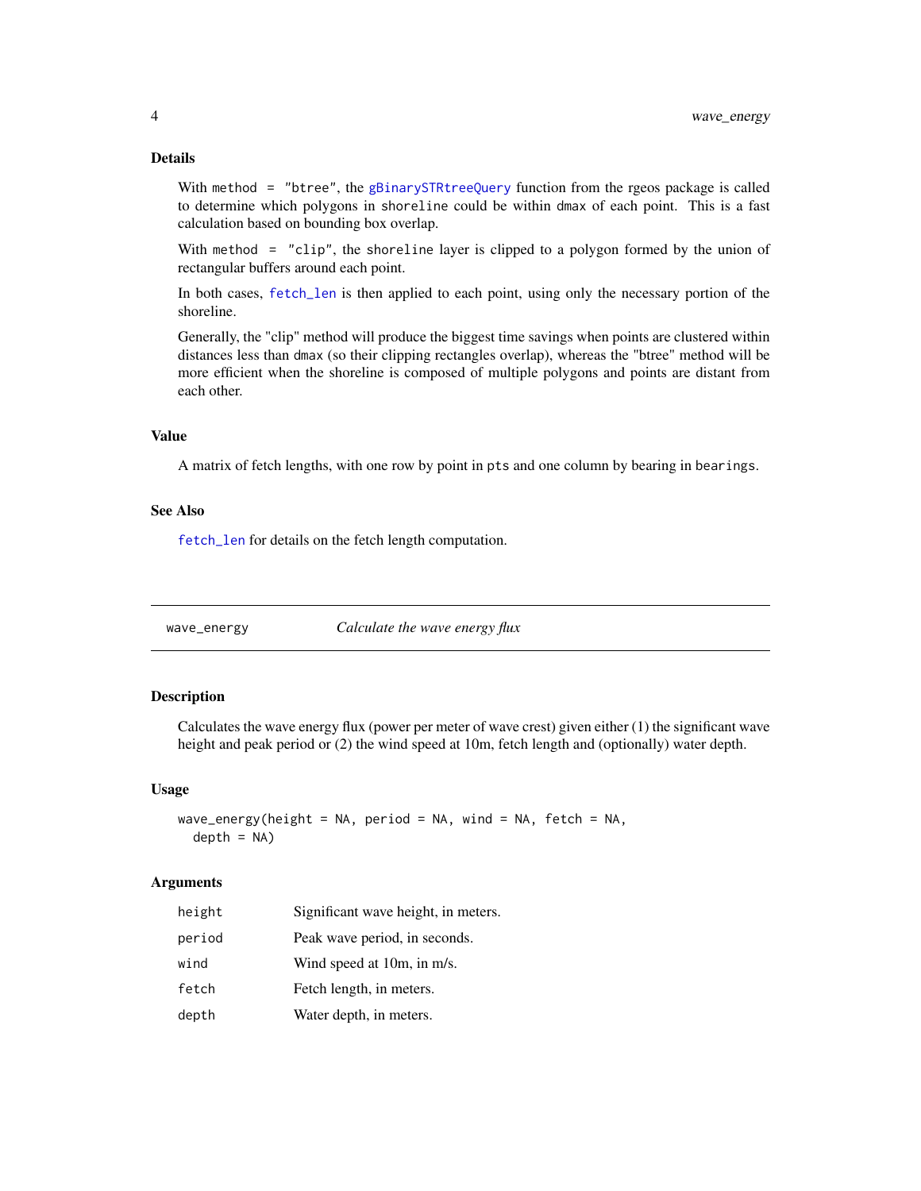### Details

With `method = "btree"`, the `gBinarySTRtreeQuery` function from the rgeos package is called to determine which polygons in `shoreline` could be within `dmax` of each point. This is a fast calculation based on bounding box overlap.

With `method = "clip"`, the `shoreline` layer is clipped to a polygon formed by the union of rectangular buffers around each point.

In both cases, `fetch_len` is then applied to each point, using only the necessary portion of the shoreline.

Generally, the "clip" method will produce the biggest time savings when points are clustered within distances less than `dmax` (so their clipping rectangles overlap), whereas the "btree" method will be more efficient when the shoreline is composed of multiple polygons and points are distant from each other.

### Value

A matrix of fetch lengths, with one row by point in `pts` and one column by bearing in `bearings`.

### See Also

`fetch_len` for details on the fetch length computation.

---

## wave_energy — *Calculate the wave energy flux*

---

### Description

Calculates the wave energy flux (power per meter of wave crest) given either (1) the significant wave height and peak period or (2) the wind speed at 10m, fetch length and (optionally) water depth.

### Usage

```
wave_energy(height = NA, period = NA, wind = NA, fetch = NA,
  depth = NA)
```

### Arguments

| | |
|---|---|
| `height` | Significant wave height, in meters. |
| `period` | Peak wave period, in seconds. |
| `wind` | Wind speed at 10m, in m/s. |
| `fetch` | Fetch length, in meters. |
| `depth` | Water depth, in meters. |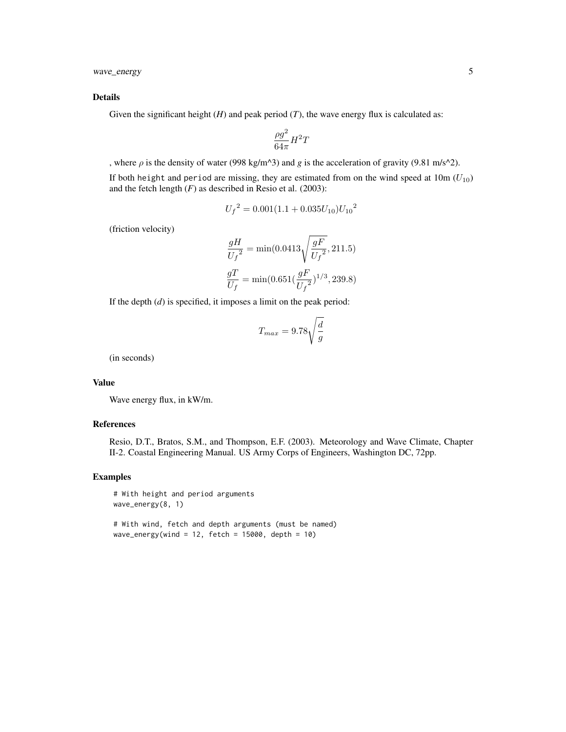## Details

Given the significant height (*H*) and peak period (*T*), the wave energy flux is calculated as:

$$\frac{\rho g^2}{64\pi} H^2 T$$

, where $\rho$ is the density of water (998 kg/m^3) and $g$ is the acceleration of gravity (9.81 m/s^2).

If both `height` and `period` are missing, they are estimated from on the wind speed at 10m ($U_{10}$) and the fetch length (*F*) as described in Resio et al. (2003):

$${U_f}^2 = 0.001(1.1 + 0.035 U_{10}) {U_{10}}^2$$

(friction velocity)

$$\frac{gH}{{U_f}^2} = \min(0.0413\sqrt{\frac{gF}{{U_f}^2}}, 211.5)$$

$$\frac{gT}{U_f} = \min(0.651(\frac{gF}{{U_f}^2})^{1/3}, 239.8)$$

If the depth (*d*) is specified, it imposes a limit on the peak period:

$$T_{max} = 9.78\sqrt{\frac{d}{g}}$$

(in seconds)

## Value

Wave energy flux, in kW/m.

## References

Resio, D.T., Bratos, S.M., and Thompson, E.F. (2003). Meteorology and Wave Climate, Chapter II-2. Coastal Engineering Manual. US Army Corps of Engineers, Washington DC, 72pp.

## Examples

```
# With height and period arguments
wave_energy(8, 1)

# With wind, fetch and depth arguments (must be named)
wave_energy(wind = 12, fetch = 15000, depth = 10)
```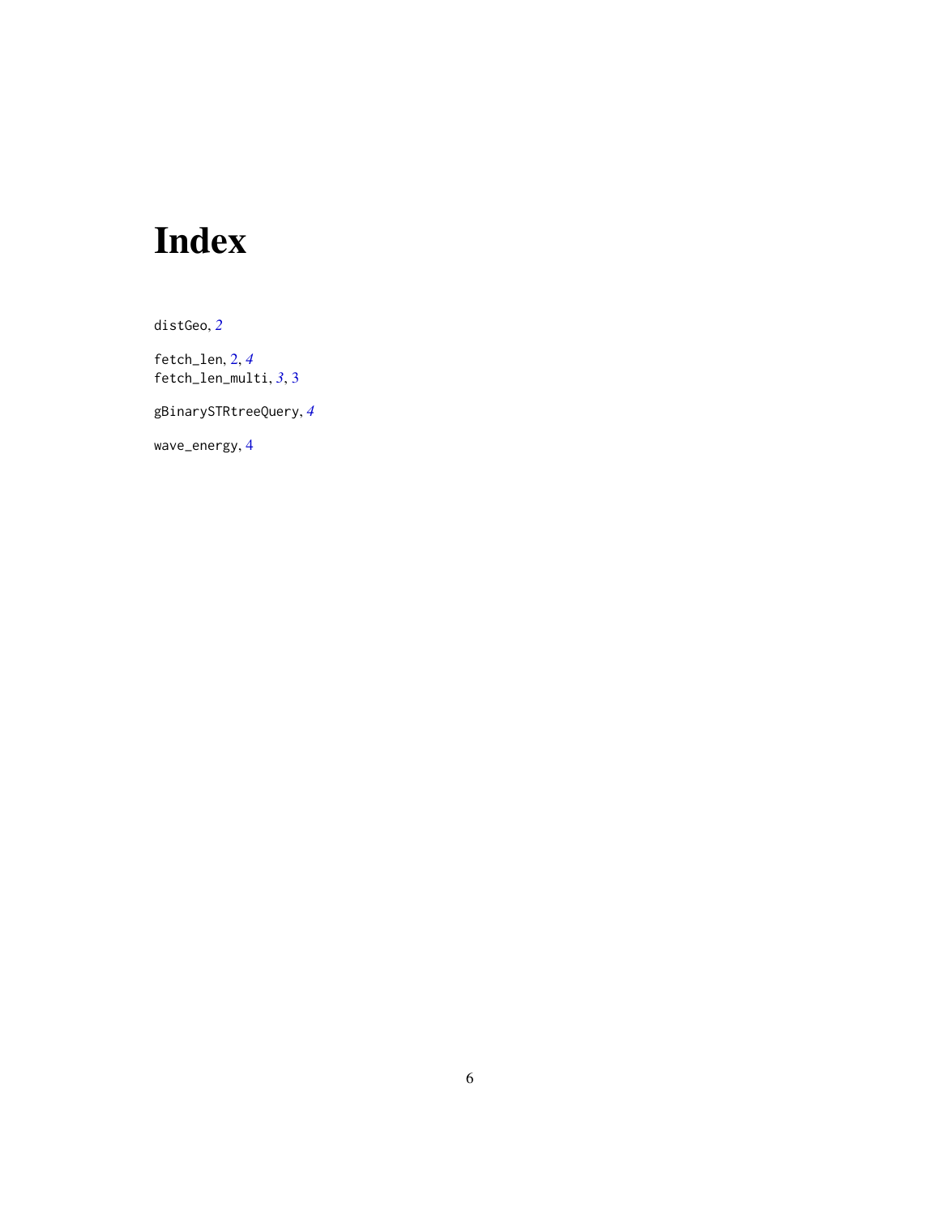# Index

distGeo, *2*

fetch_len, 2, *4*
fetch_len_multi, *3*, 3

gBinarySTRtreeQuery, *4*

wave_energy, 4